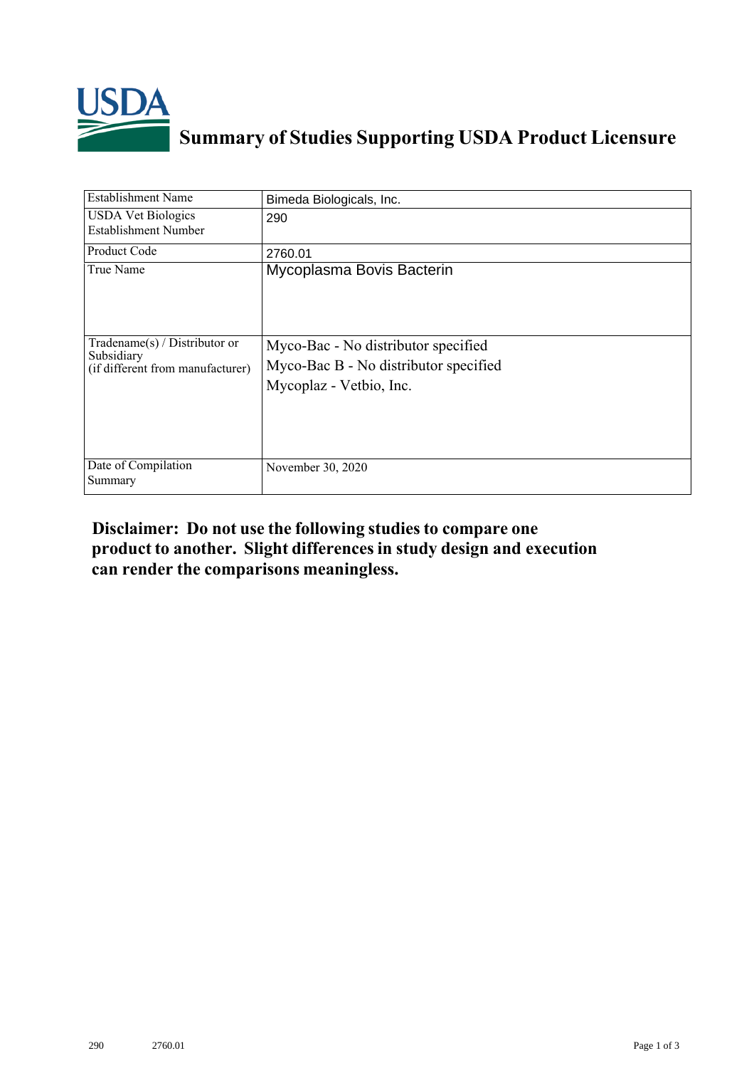# Summary of Studies Supporting USDA Product Licensure

| Establishment Name | Bimeda Biologicals, Inc. |
|---|---|
| USDA Vet Biologics Establishment Number | 290 |
| Product Code | 2760.01 |
| True Name | Mycoplasma Bovis Bacterin |
| Tradename(s) / Distributor or Subsidiary (if different from manufacturer) | Myco-Bac - No distributor specified<br>Myco-Bac B - No distributor specified<br>Mycoplaz - Vetbio, Inc. |
| Date of Compilation Summary | November 30, 2020 |

**Disclaimer: Do not use the following studies to compare one product to another. Slight differences in study design and execution can render the comparisons meaningless.**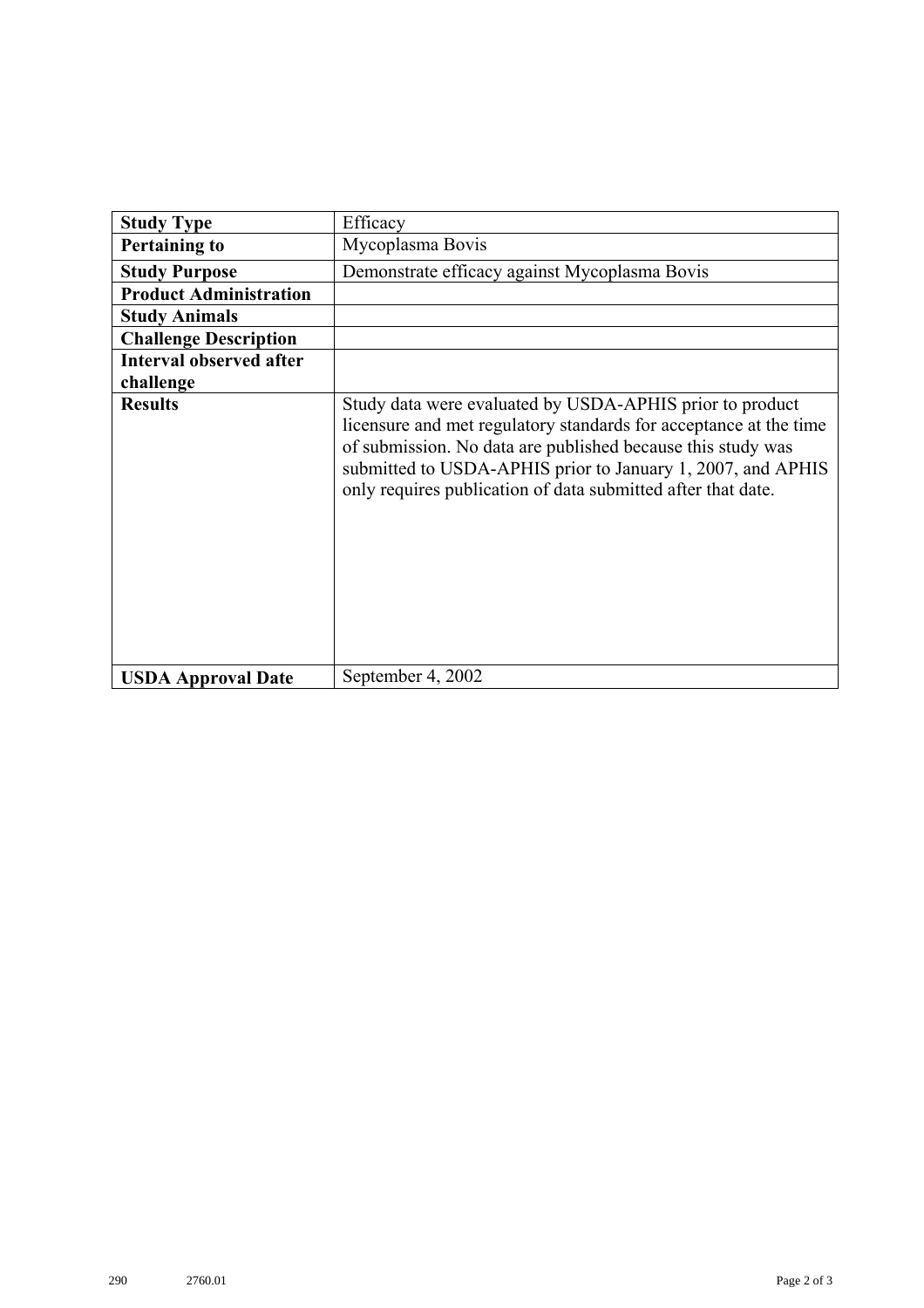| Study Type | Efficacy |
|---|---|
| Pertaining to | Mycoplasma Bovis |
| Study Purpose | Demonstrate efficacy against Mycoplasma Bovis |
| Product Administration | |
| Study Animals | |
| Challenge Description | |
| Interval observed after challenge | |
| Results | Study data were evaluated by USDA-APHIS prior to product licensure and met regulatory standards for acceptance at the time of submission. No data are published because this study was submitted to USDA-APHIS prior to January 1, 2007, and APHIS only requires publication of data submitted after that date. |
| USDA Approval Date | September 4, 2002 |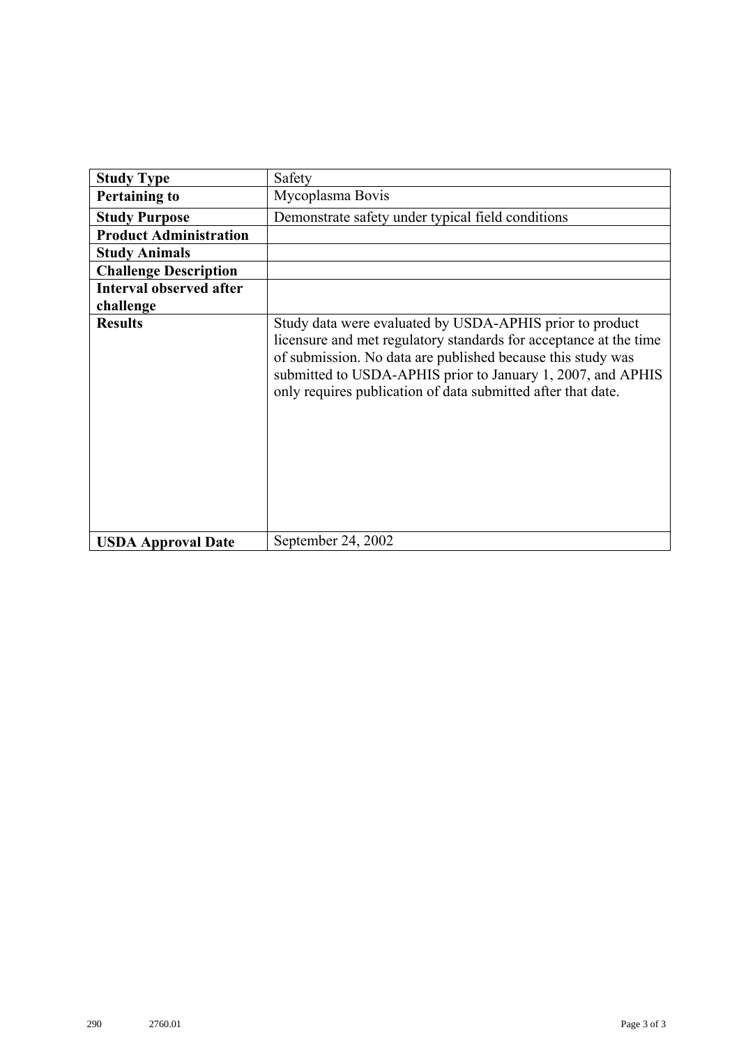| | |
|---|---|
| **Study Type** | Safety |
| **Pertaining to** | Mycoplasma Bovis |
| **Study Purpose** | Demonstrate safety under typical field conditions |
| **Product Administration** | |
| **Study Animals** | |
| **Challenge Description** | |
| **Interval observed after challenge** | |
| **Results** | Study data were evaluated by USDA-APHIS prior to product licensure and met regulatory standards for acceptance at the time of submission. No data are published because this study was submitted to USDA-APHIS prior to January 1, 2007, and APHIS only requires publication of data submitted after that date. |
| **USDA Approval Date** | September 24, 2002 |

290 2760.01